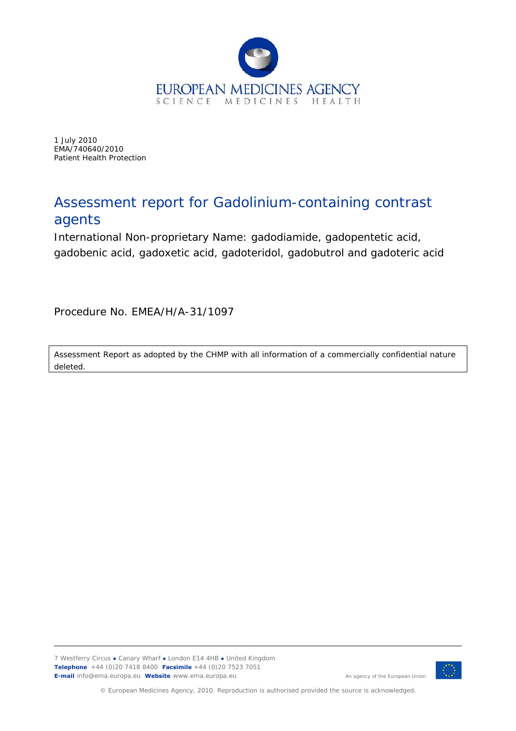EUROPEAN MEDICINES AGENCY
SCIENCE MEDICINES HEALTH

1 July 2010
EMA/740640/2010
Patient Health Protection

# Assessment report for Gadolinium-containing contrast agents

International Non-proprietary Name: gadodiamide, gadopentetic acid, gadobenic acid, gadoxetic acid, gadoteridol, gadobutrol and gadoteric acid

Procedure No. EMEA/H/A-31/1097

| Assessment Report as adopted by the CHMP with all information of a commercially confidential nature deleted. |
|---|

7 Westferry Circus ● Canary Wharf ● London E14 4HB ● United Kingdom
**Telephone** +44 (0)20 7418 8400 **Facsimile** +44 (0)20 7523 7051
**E-mail** info@ema.europa.eu **Website** www.ema.europa.eu

An agency of the European Union

© European Medicines Agency, 2010. Reproduction is authorised provided the source is acknowledged.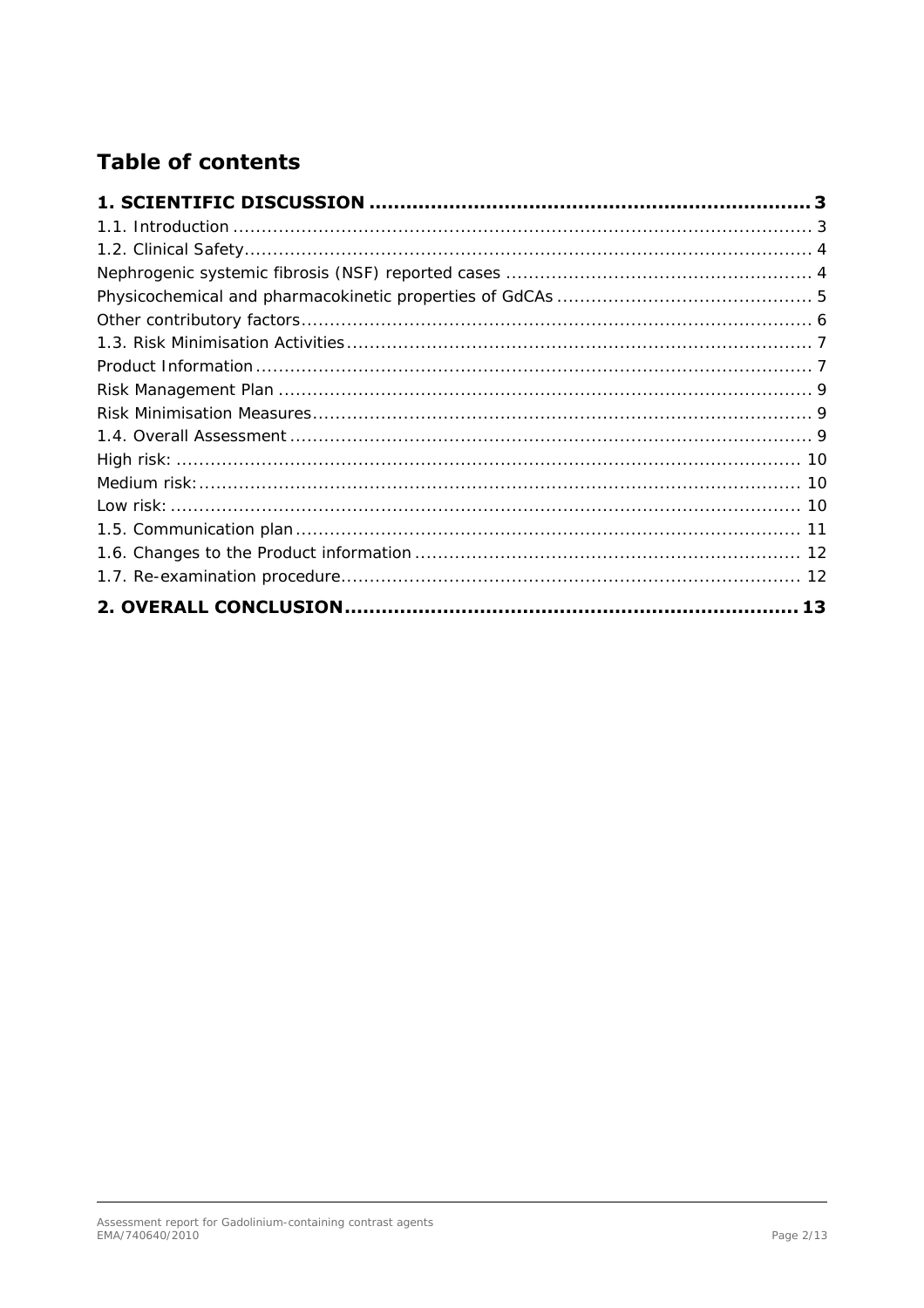# Table of contents

**1. SCIENTIFIC DISCUSSION** ..................................................................... **3**

1.1. Introduction ..................................................................................................... 3

1.2. Clinical Safety .................................................................................................. 4

Nephrogenic systemic fibrosis (NSF) reported cases ........................................... 4

Physicochemical and pharmacokinetic properties of GdCAs .................................. 5

Other contributory factors .................................................................................... 6

1.3. Risk Minimisation Activities ................................................................................ 7

Product Information ............................................................................................. 7

Risk Management Plan ......................................................................................... 9

Risk Minimisation Measures .................................................................................. 9

1.4. Overall Assessment ............................................................................................ 9

High risk: ............................................................................................................ 10

Medium risk: ....................................................................................................... 10

Low risk: ............................................................................................................. 10

1.5. Communication plan ......................................................................................... 11

1.6. Changes to the Product information .................................................................. 12

1.7. Re-examination procedure ................................................................................ 12

**2. OVERALL CONCLUSION** ....................................................................... **13**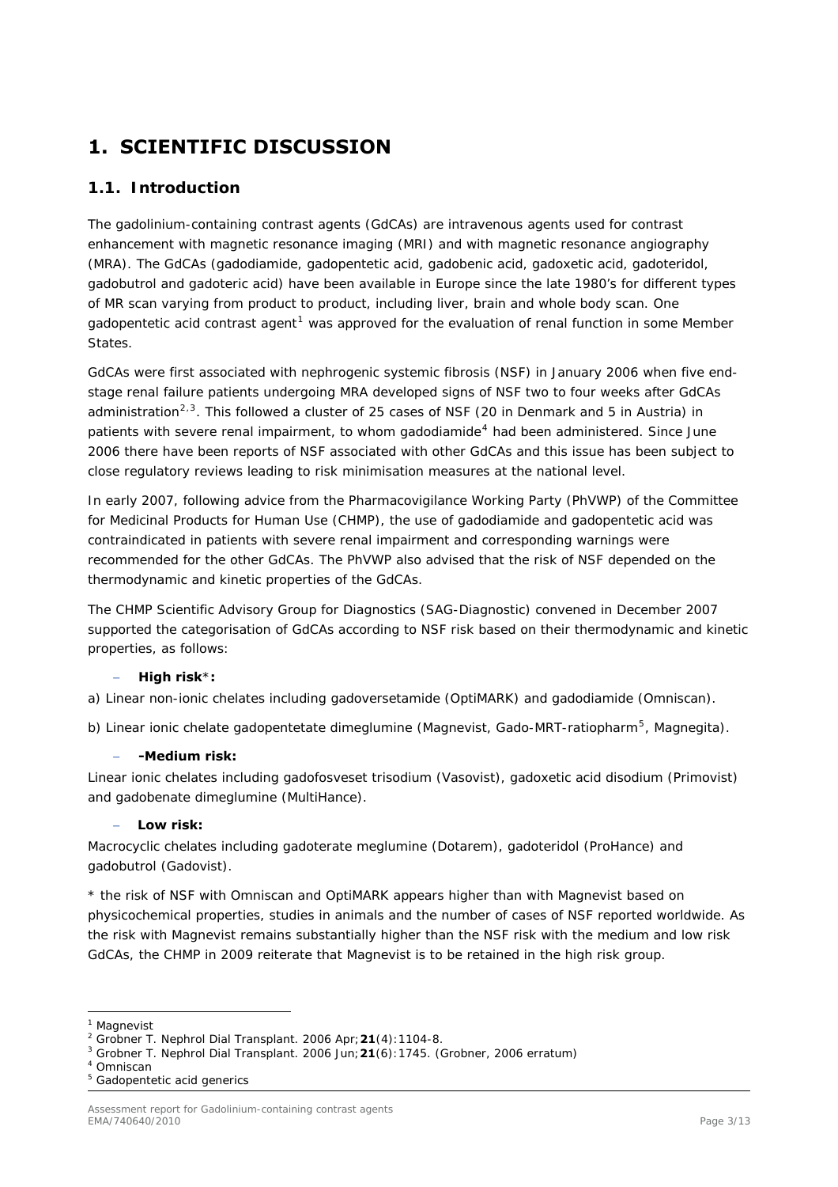# 1. SCIENTIFIC DISCUSSION

## 1.1. Introduction

The gadolinium-containing contrast agents (GdCAs) are intravenous agents used for contrast enhancement with magnetic resonance imaging (MRI) and with magnetic resonance angiography (MRA). The GdCAs (gadodiamide, gadopentetic acid, gadobenic acid, gadoxetic acid, gadoteridol, gadobutrol and gadoteric acid) have been available in Europe since the late 1980's for different types of MR scan varying from product to product, including liver, brain and whole body scan. One gadopentetic acid contrast agent[1] was approved for the evaluation of renal function in some Member States.

GdCAs were first associated with nephrogenic systemic fibrosis (NSF) in January 2006 when five end-stage renal failure patients undergoing MRA developed signs of NSF two to four weeks after GdCAs administration[2,3]. This followed a cluster of 25 cases of NSF (20 in Denmark and 5 in Austria) in patients with severe renal impairment, to whom gadodiamide[4] had been administered. Since June 2006 there have been reports of NSF associated with other GdCAs and this issue has been subject to close regulatory reviews leading to risk minimisation measures at the national level.

In early 2007, following advice from the Pharmacovigilance Working Party (PhVWP) of the Committee for Medicinal Products for Human Use (CHMP), the use of gadodiamide and gadopentetic acid was contraindicated in patients with severe renal impairment and corresponding warnings were recommended for the other GdCAs. The PhVWP also advised that the risk of NSF depended on the thermodynamic and kinetic properties of the GdCAs.

The CHMP Scientific Advisory Group for Diagnostics (SAG-Diagnostic) convened in December 2007 supported the categorisation of GdCAs according to NSF risk based on their thermodynamic and kinetic properties, as follows:

- **High risk*:**

a) Linear non-ionic chelates including gadoversetamide (OptiMARK) and gadodiamide (Omniscan).

b) Linear ionic chelate gadopentetate dimeglumine (Magnevist, Gado-MRT-ratiopharm[5], Magnegita).

- **-Medium risk:**

Linear ionic chelates including gadofosveset trisodium (Vasovist), gadoxetic acid disodium (Primovist) and gadobenate dimeglumine (MultiHance).

- **Low risk:**

Macrocyclic chelates including gadoterate meglumine (Dotarem), gadoteridol (ProHance) and gadobutrol (Gadovist).

* the risk of NSF with Omniscan and OptiMARK appears higher than with Magnevist based on physicochemical properties, studies in animals and the number of cases of NSF reported worldwide. As the risk with Magnevist remains substantially higher than the NSF risk with the medium and low risk GdCAs, the CHMP in 2009 reiterate that Magnevist is to be retained in the high risk group.

---

[1] Magnevist
[2] Grobner T. Nephrol Dial Transplant. 2006 Apr;**21**(4):1104-8.
[3] Grobner T. Nephrol Dial Transplant. 2006 Jun;**21**(6):1745. (Grobner, 2006 erratum)
[4] Omniscan
[5] Gadopentetic acid generics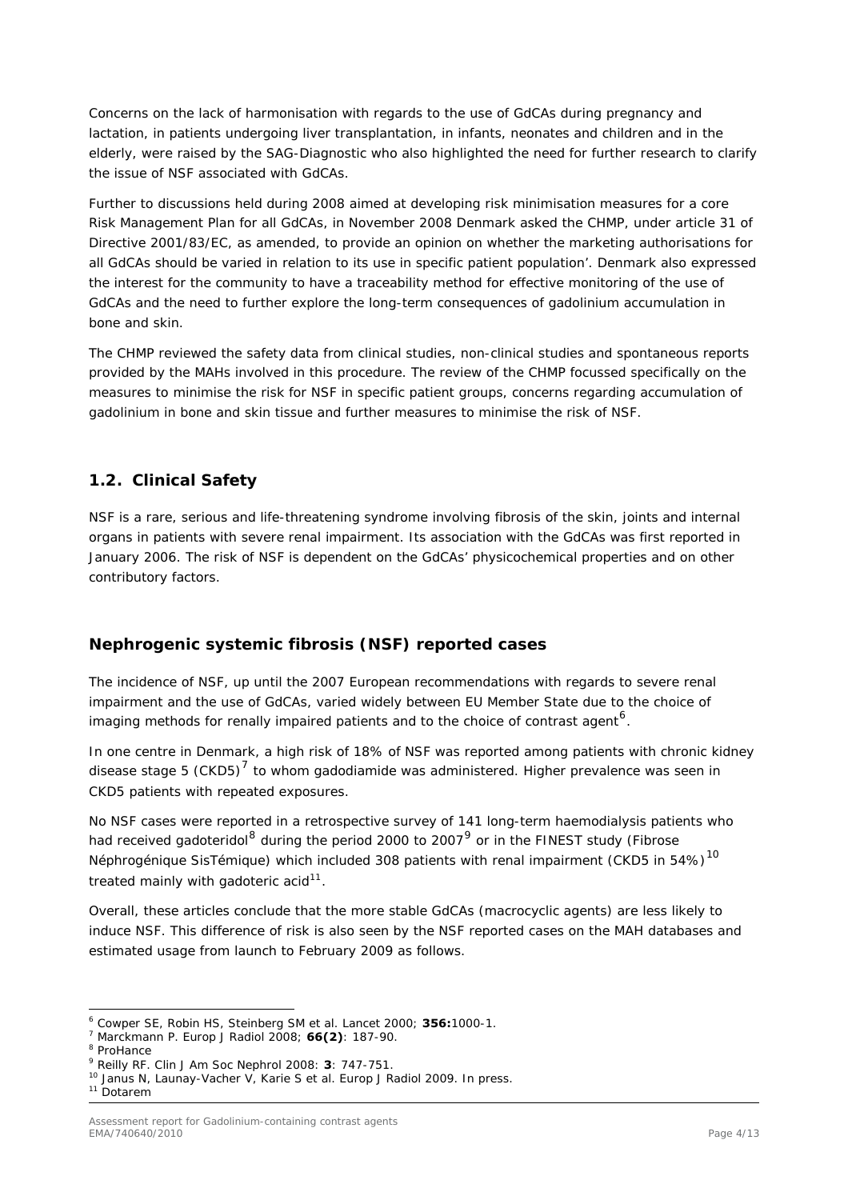Concerns on the lack of harmonisation with regards to the use of GdCAs during pregnancy and lactation, in patients undergoing liver transplantation, in infants, neonates and children and in the elderly, were raised by the SAG-Diagnostic who also highlighted the need for further research to clarify the issue of NSF associated with GdCAs.

Further to discussions held during 2008 aimed at developing risk minimisation measures for a core Risk Management Plan for all GdCAs, in November 2008 Denmark asked the CHMP, under article 31 of Directive 2001/83/EC, as amended, to provide an opinion on whether the marketing authorisations for all GdCAs should be varied in relation to its use in specific patient population'. Denmark also expressed the interest for the community to have a traceability method for effective monitoring of the use of GdCAs and the need to further explore the long-term consequences of gadolinium accumulation in bone and skin.

The CHMP reviewed the safety data from clinical studies, non-clinical studies and spontaneous reports provided by the MAHs involved in this procedure. The review of the CHMP focussed specifically on the measures to minimise the risk for NSF in specific patient groups, concerns regarding accumulation of gadolinium in bone and skin tissue and further measures to minimise the risk of NSF.

## 1.2. Clinical Safety

NSF is a rare, serious and life-threatening syndrome involving fibrosis of the skin, joints and internal organs in patients with severe renal impairment. Its association with the GdCAs was first reported in January 2006. The risk of NSF is dependent on the GdCAs' physicochemical properties and on other contributory factors.

### Nephrogenic systemic fibrosis (NSF) reported cases

The incidence of NSF, up until the 2007 European recommendations with regards to severe renal impairment and the use of GdCAs, varied widely between EU Member State due to the choice of imaging methods for renally impaired patients and to the choice of contrast agent[6].

In one centre in Denmark, a high risk of 18% of NSF was reported among patients with chronic kidney disease stage 5 (CKD5)[7] to whom gadodiamide was administered. Higher prevalence was seen in CKD5 patients with repeated exposures.

No NSF cases were reported in a retrospective survey of 141 long-term haemodialysis patients who had received gadoteridol[8] during the period 2000 to 2007[9] or in the FINEST study (Fibrose Néphrogénique SisTémique) which included 308 patients with renal impairment (CKD5 in 54%)[10] treated mainly with gadoteric acid[11].

Overall, these articles conclude that the more stable GdCAs (macrocyclic agents) are less likely to induce NSF. This difference of risk is also seen by the NSF reported cases on the MAH databases and estimated usage from launch to February 2009 as follows.

---

[6] Cowper SE, Robin HS, Steinberg SM et al. Lancet 2000; **356:**1000-1.
[7] Marckmann P. Europ J Radiol 2008; **66(2)**: 187-90.
[8] ProHance
[9] Reilly RF. Clin J Am Soc Nephrol 2008: **3**: 747-751.
[10] Janus N, Launay-Vacher V, Karie S et al. Europ J Radiol 2009. In press.
[11] Dotarem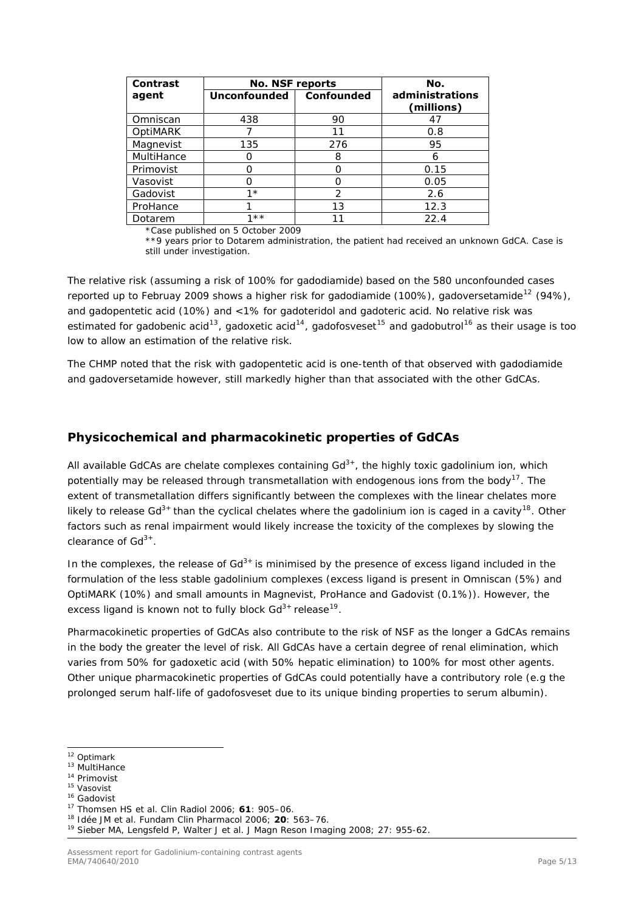| Contrast agent | No. NSF reports | | No. administrations (millions) |
|---|---|---|---|
| | Unconfounded | Confounded | |
| Omniscan | 438 | 90 | 47 |
| OptiMARK | 7 | 11 | 0.8 |
| Magnevist | 135 | 276 | 95 |
| MultiHance | 0 | 8 | 6 |
| Primovist | 0 | 0 | 0.15 |
| Vasovist | 0 | 0 | 0.05 |
| Gadovist | 1* | 2 | 2.6 |
| ProHance | 1 | 13 | 12.3 |
| Dotarem | 1** | 11 | 22.4 |

*Case published on 5 October 2009

**9 years prior to Dotarem administration, the patient had received an unknown GdCA. Case is still under investigation.

The relative risk (assuming a risk of 100% for gadodiamide) based on the 580 unconfounded cases reported up to Februay 2009 shows a higher risk for gadodiamide (100%), gadoversetamide[12] (94%), and gadopentetic acid (10%) and <1% for gadoteridol and gadoteric acid. No relative risk was estimated for gadobenic acid[13], gadoxetic acid[14], gadofosveset[15] and gadobutrol[16] as their usage is too low to allow an estimation of the relative risk.

The CHMP noted that the risk with gadopentetic acid is one-tenth of that observed with gadodiamide and gadoversetamide however, still markedly higher than that associated with the other GdCAs.

## Physicochemical and pharmacokinetic properties of GdCAs

All available GdCAs are chelate complexes containing $Gd^{3+}$, the highly toxic gadolinium ion, which potentially may be released through transmetallation with endogenous ions from the body[17]. The extent of transmetallation differs significantly between the complexes with the linear chelates more likely to release $Gd^{3+}$ than the cyclical chelates where the gadolinium ion is caged in a cavity[18]. Other factors such as renal impairment would likely increase the toxicity of the complexes by slowing the clearance of $Gd^{3+}$.

In the complexes, the release of $Gd^{3+}$ is minimised by the presence of excess ligand included in the formulation of the less stable gadolinium complexes (excess ligand is present in Omniscan (5%) and OptiMARK (10%) and small amounts in Magnevist, ProHance and Gadovist (0.1%)). However, the excess ligand is known not to fully block $Gd^{3+}$ release[19].

Pharmacokinetic properties of GdCAs also contribute to the risk of NSF as the longer a GdCAs remains in the body the greater the level of risk. All GdCAs have a certain degree of renal elimination, which varies from 50% for gadoxetic acid (with 50% hepatic elimination) to 100% for most other agents. Other unique pharmacokinetic properties of GdCAs could potentially have a contributory role (e.g the prolonged serum half-life of gadofosveset due to its unique binding properties to serum albumin).

---

[12] Optimark

[13] MultiHance

[14] Primovist

[15] Vasovist

[16] Gadovist

[17] Thomsen HS et al. Clin Radiol 2006; **61**: 905–06.

[18] Idée JM et al. Fundam Clin Pharmacol 2006; **20**: 563–76.

[19] Sieber MA, Lengsfeld P, Walter J et al. J Magn Reson Imaging 2008; 27: 955-62.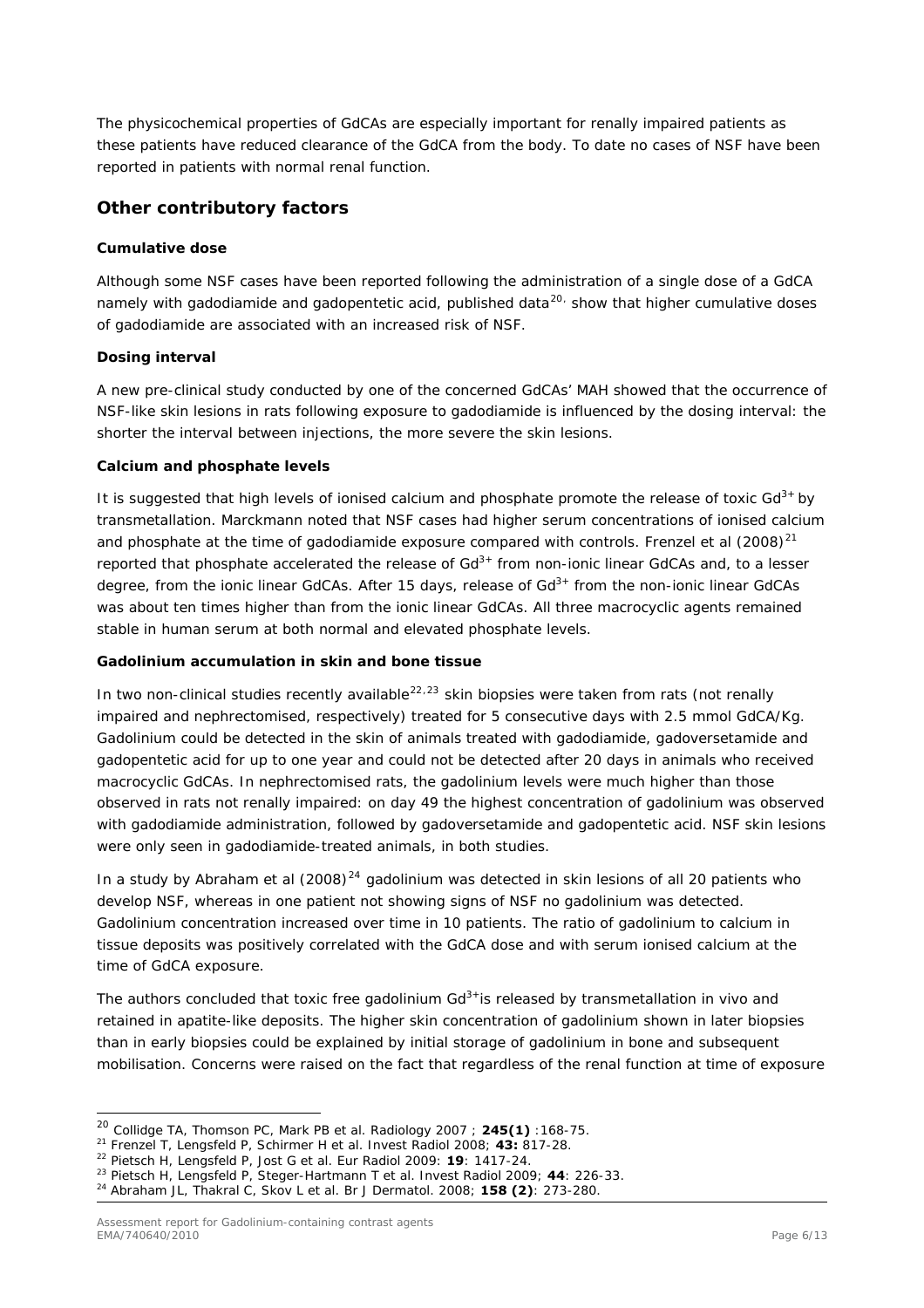The physicochemical properties of GdCAs are especially important for renally impaired patients as these patients have reduced clearance of the GdCA from the body. To date no cases of NSF have been reported in patients with normal renal function.

## Other contributory factors

**Cumulative dose**

Although some NSF cases have been reported following the administration of a single dose of a GdCA namely with gadodiamide and gadopentetic acid, published data[20,] show that higher cumulative doses of gadodiamide are associated with an increased risk of NSF.

**Dosing interval**

A new pre-clinical study conducted by one of the concerned GdCAs' MAH showed that the occurrence of NSF-like skin lesions in rats following exposure to gadodiamide is influenced by the dosing interval: the shorter the interval between injections, the more severe the skin lesions.

**Calcium and phosphate levels**

It is suggested that high levels of ionised calcium and phosphate promote the release of toxic $Gd^{3+}$ by transmetallation. Marckmann noted that NSF cases had higher serum concentrations of ionised calcium and phosphate at the time of gadodiamide exposure compared with controls. Frenzel et al (2008)[21] reported that phosphate accelerated the release of $Gd^{3+}$ from non-ionic linear GdCAs and, to a lesser degree, from the ionic linear GdCAs. After 15 days, release of $Gd^{3+}$ from the non-ionic linear GdCAs was about ten times higher than from the ionic linear GdCAs. All three macrocyclic agents remained stable in human serum at both normal and elevated phosphate levels.

**Gadolinium accumulation in skin and bone tissue**

In two non-clinical studies recently available[22,23] skin biopsies were taken from rats (not renally impaired and nephrectomised, respectively) treated for 5 consecutive days with 2.5 mmol GdCA/Kg. Gadolinium could be detected in the skin of animals treated with gadodiamide, gadoversetamide and gadopentetic acid for up to one year and could not be detected after 20 days in animals who received macrocyclic GdCAs. In nephrectomised rats, the gadolinium levels were much higher than those observed in rats not renally impaired: on day 49 the highest concentration of gadolinium was observed with gadodiamide administration, followed by gadoversetamide and gadopentetic acid. NSF skin lesions were only seen in gadodiamide-treated animals, in both studies.

In a study by Abraham et al (2008)[24] gadolinium was detected in skin lesions of all 20 patients who develop NSF, whereas in one patient not showing signs of NSF no gadolinium was detected. Gadolinium concentration increased over time in 10 patients. The ratio of gadolinium to calcium in tissue deposits was positively correlated with the GdCA dose and with serum ionised calcium at the time of GdCA exposure.

The authors concluded that toxic free gadolinium $Gd^{3+}$is released by transmetallation in vivo and retained in apatite-like deposits. The higher skin concentration of gadolinium shown in later biopsies than in early biopsies could be explained by initial storage of gadolinium in bone and subsequent mobilisation. Concerns were raised on the fact that regardless of the renal function at time of exposure

---

[20] Collidge TA, Thomson PC, Mark PB et al. Radiology 2007 ; **245(1)** :168-75.
[21] Frenzel T, Lengsfeld P, Schirmer H et al. Invest Radiol 2008; **43:** 817-28.
[22] Pietsch H, Lengsfeld P, Jost G et al. Eur Radiol 2009: **19**: 1417-24.
[23] Pietsch H, Lengsfeld P, Steger-Hartmann T et al. Invest Radiol 2009; **44**: 226-33.
[24] Abraham JL, Thakral C, Skov L et al. Br J Dermatol. 2008; **158 (2)**: 273-280.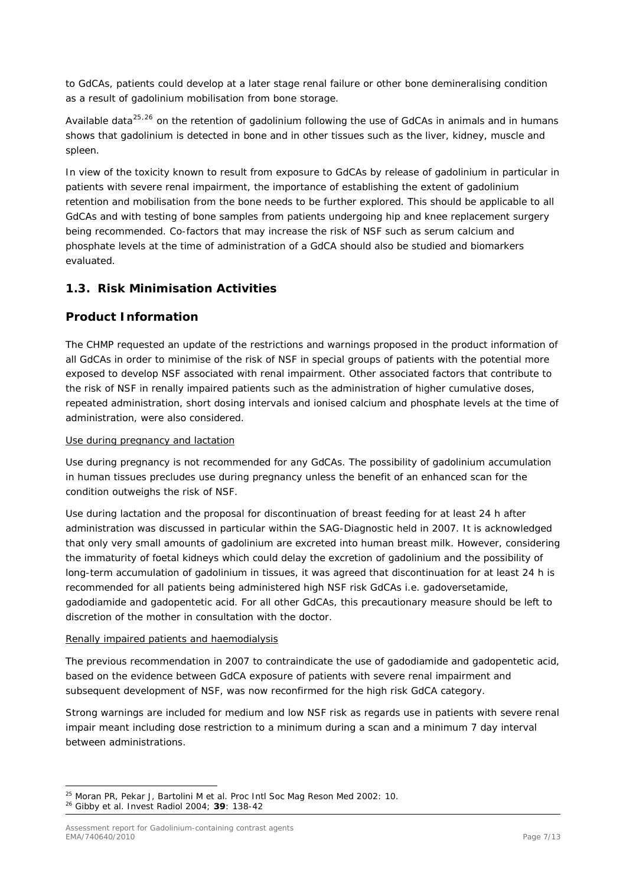to GdCAs, patients could develop at a later stage renal failure or other bone demineralising condition as a result of gadolinium mobilisation from bone storage.

Available data[25,26] on the retention of gadolinium following the use of GdCAs in animals and in humans shows that gadolinium is detected in bone and in other tissues such as the liver, kidney, muscle and spleen.

In view of the toxicity known to result from exposure to GdCAs by release of gadolinium in particular in patients with severe renal impairment, the importance of establishing the extent of gadolinium retention and mobilisation from the bone needs to be further explored. This should be applicable to all GdCAs and with testing of bone samples from patients undergoing hip and knee replacement surgery being recommended. Co-factors that may increase the risk of NSF such as serum calcium and phosphate levels at the time of administration of a GdCA should also be studied and biomarkers evaluated.

## 1.3. Risk Minimisation Activities

## Product Information

The CHMP requested an update of the restrictions and warnings proposed in the product information of all GdCAs in order to minimise of the risk of NSF in special groups of patients with the potential more exposed to develop NSF associated with renal impairment. Other associated factors that contribute to the risk of NSF in renally impaired patients such as the administration of higher cumulative doses, repeated administration, short dosing intervals and ionised calcium and phosphate levels at the time of administration, were also considered.

Use during pregnancy and lactation

Use during pregnancy is not recommended for any GdCAs. The possibility of gadolinium accumulation in human tissues precludes use during pregnancy unless the benefit of an enhanced scan for the condition outweighs the risk of NSF.

Use during lactation and the proposal for discontinuation of breast feeding for at least 24 h after administration was discussed in particular within the SAG-Diagnostic held in 2007. It is acknowledged that only very small amounts of gadolinium are excreted into human breast milk. However, considering the immaturity of foetal kidneys which could delay the excretion of gadolinium and the possibility of long-term accumulation of gadolinium in tissues, it was agreed that discontinuation for at least 24 h is recommended for all patients being administered high NSF risk GdCAs i.e. gadoversetamide, gadodiamide and gadopentetic acid. For all other GdCAs, this precautionary measure should be left to discretion of the mother in consultation with the doctor.

Renally impaired patients and haemodialysis

The previous recommendation in 2007 to contraindicate the use of gadodiamide and gadopentetic acid, based on the evidence between GdCA exposure of patients with severe renal impairment and subsequent development of NSF, was now reconfirmed for the high risk GdCA category.

Strong warnings are included for medium and low NSF risk as regards use in patients with severe renal impair meant including dose restriction to a minimum during a scan and a minimum 7 day interval between administrations.

---

[25] Moran PR, Pekar J, Bartolini M et al. Proc Intl Soc Mag Reson Med 2002: 10.

[26] Gibby et al. Invest Radiol 2004; **39**: 138-42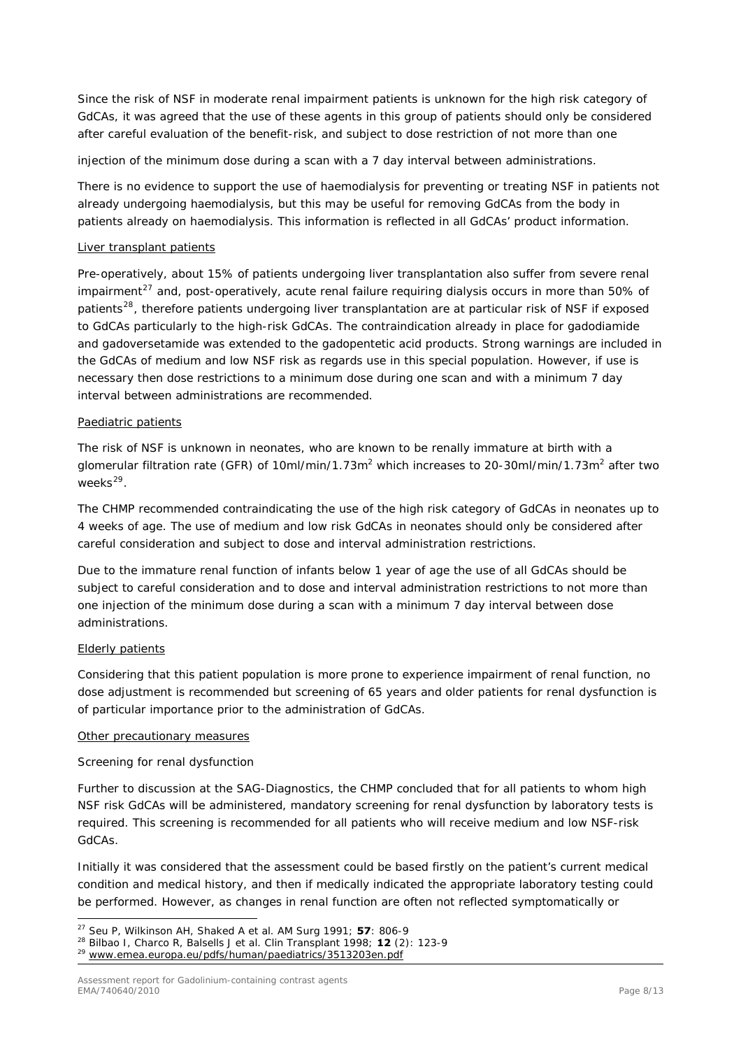Since the risk of NSF in moderate renal impairment patients is unknown for the high risk category of GdCAs, it was agreed that the use of these agents in this group of patients should only be considered after careful evaluation of the benefit-risk, and subject to dose restriction of not more than one

injection of the minimum dose during a scan with a 7 day interval between administrations.

There is no evidence to support the use of haemodialysis for preventing or treating NSF in patients not already undergoing haemodialysis, but this may be useful for removing GdCAs from the body in patients already on haemodialysis. This information is reflected in all GdCAs' product information.

Liver transplant patients

Pre-operatively, about 15% of patients undergoing liver transplantation also suffer from severe renal impairment[27] and, post-operatively, acute renal failure requiring dialysis occurs in more than 50% of patients[28], therefore patients undergoing liver transplantation are at particular risk of NSF if exposed to GdCAs particularly to the high-risk GdCAs. The contraindication already in place for gadodiamide and gadoversetamide was extended to the gadopentetic acid products. Strong warnings are included in the GdCAs of medium and low NSF risk as regards use in this special population. However, if use is necessary then dose restrictions to a minimum dose during one scan and with a minimum 7 day interval between administrations are recommended.

Paediatric patients

The risk of NSF is unknown in neonates, who are known to be renally immature at birth with a glomerular filtration rate (GFR) of 10ml/min/1.73m$^2$ which increases to 20-30ml/min/1.73m$^2$ after two weeks[29].

The CHMP recommended contraindicating the use of the high risk category of GdCAs in neonates up to 4 weeks of age. The use of medium and low risk GdCAs in neonates should only be considered after careful consideration and subject to dose and interval administration restrictions.

Due to the immature renal function of infants below 1 year of age the use of all GdCAs should be subject to careful consideration and to dose and interval administration restrictions to not more than one injection of the minimum dose during a scan with a minimum 7 day interval between dose administrations.

Elderly patients

Considering that this patient population is more prone to experience impairment of renal function, no dose adjustment is recommended but screening of 65 years and older patients for renal dysfunction is of particular importance prior to the administration of GdCAs.

Other precautionary measures

*Screening for renal dysfunction*

Further to discussion at the SAG-Diagnostics, the CHMP concluded that for all patients to whom high NSF risk GdCAs will be administered, mandatory screening for renal dysfunction by laboratory tests is required. This screening is recommended for all patients who will receive medium and low NSF-risk GdCAs.

Initially it was considered that the assessment could be based firstly on the patient's current medical condition and medical history, and then if medically indicated the appropriate laboratory testing could be performed. However, as changes in renal function are often not reflected symptomatically or

---

[27] Seu P, Wilkinson AH, Shaked A et al. AM Surg 1991; **57**: 806-9

[28] Bilbao I, Charco R, Balsells J et al. Clin Transplant 1998; **12** (2): 123-9

[29] www.emea.europa.eu/pdfs/human/paediatrics/3513203en.pdf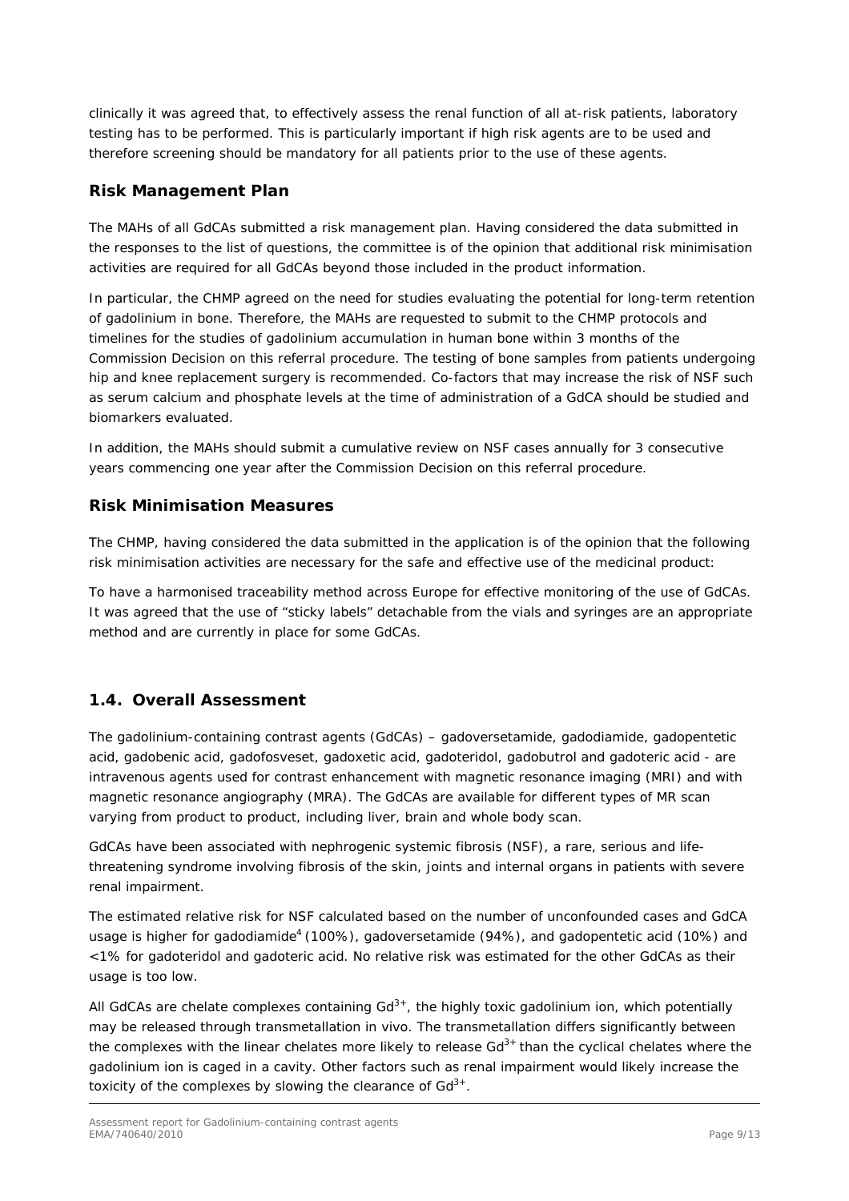clinically it was agreed that, to effectively assess the renal function of all at-risk patients, laboratory testing has to be performed. This is particularly important if high risk agents are to be used and therefore screening should be mandatory for all patients prior to the use of these agents.

### Risk Management Plan

The MAHs of all GdCAs submitted a risk management plan. Having considered the data submitted in the responses to the list of questions, the committee is of the opinion that additional risk minimisation activities are required for all GdCAs beyond those included in the product information.

In particular, the CHMP agreed on the need for studies evaluating the potential for long-term retention of gadolinium in bone. Therefore, the MAHs are requested to submit to the CHMP protocols and timelines for the studies of gadolinium accumulation in human bone within 3 months of the Commission Decision on this referral procedure. The testing of bone samples from patients undergoing hip and knee replacement surgery is recommended. Co-factors that may increase the risk of NSF such as serum calcium and phosphate levels at the time of administration of a GdCA should be studied and biomarkers evaluated.

In addition, the MAHs should submit a cumulative review on NSF cases annually for 3 consecutive years commencing one year after the Commission Decision on this referral procedure.

### Risk Minimisation Measures

The CHMP, having considered the data submitted in the application is of the opinion that the following risk minimisation activities are necessary for the safe and effective use of the medicinal product:

To have a harmonised traceability method across Europe for effective monitoring of the use of GdCAs. It was agreed that the use of "sticky labels" detachable from the vials and syringes are an appropriate method and are currently in place for some GdCAs.

## 1.4. Overall Assessment

The gadolinium-containing contrast agents (GdCAs) – gadoversetamide, gadodiamide, gadopentetic acid, gadobenic acid, gadofosveset, gadoxetic acid, gadoteridol, gadobutrol and gadoteric acid - are intravenous agents used for contrast enhancement with magnetic resonance imaging (MRI) and with magnetic resonance angiography (MRA). The GdCAs are available for different types of MR scan varying from product to product, including liver, brain and whole body scan.

GdCAs have been associated with nephrogenic systemic fibrosis (NSF), a rare, serious and life-threatening syndrome involving fibrosis of the skin, joints and internal organs in patients with severe renal impairment.

The estimated relative risk for NSF calculated based on the number of unconfounded cases and GdCA usage is higher for gadodiamide[4] (100%), gadoversetamide (94%), and gadopentetic acid (10%) and <1% for gadoteridol and gadoteric acid. No relative risk was estimated for the other GdCAs as their usage is too low.

All GdCAs are chelate complexes containing $Gd^{3+}$, the highly toxic gadolinium ion, which potentially may be released through transmetallation in vivo. The transmetallation differs significantly between the complexes with the linear chelates more likely to release $Gd^{3+}$ than the cyclical chelates where the gadolinium ion is caged in a cavity. Other factors such as renal impairment would likely increase the toxicity of the complexes by slowing the clearance of $Gd^{3+}$.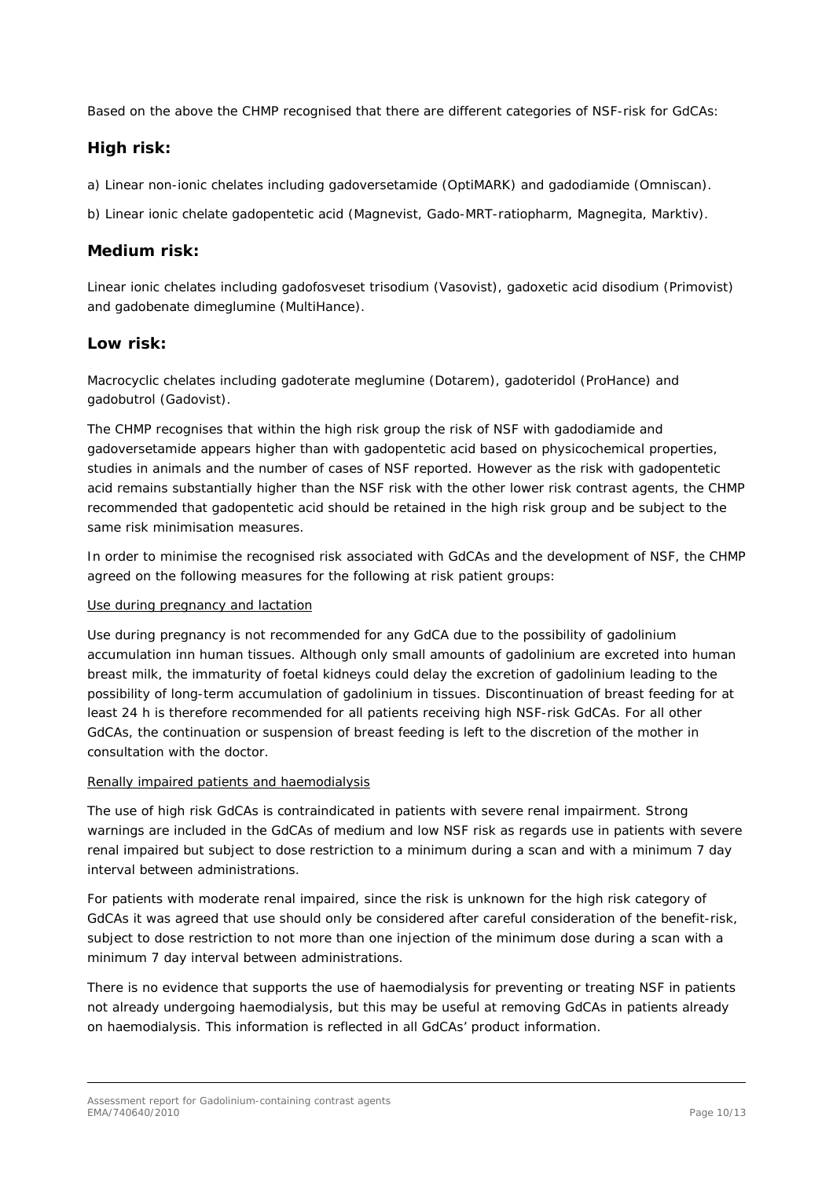Based on the above the CHMP recognised that there are different categories of NSF-risk for GdCAs:

## High risk:

a) Linear non-ionic chelates including gadoversetamide (OptiMARK) and gadodiamide (Omniscan).

b) Linear ionic chelate gadopentetic acid (Magnevist, Gado-MRT-ratiopharm, Magnegita, Marktiv).

## Medium risk:

Linear ionic chelates including gadofosveset trisodium (Vasovist), gadoxetic acid disodium (Primovist) and gadobenate dimeglumine (MultiHance).

## Low risk:

Macrocyclic chelates including gadoterate meglumine (Dotarem), gadoteridol (ProHance) and gadobutrol (Gadovist).

The CHMP recognises that within the high risk group the risk of NSF with gadodiamide and gadoversetamide appears higher than with gadopentetic acid based on physicochemical properties, studies in animals and the number of cases of NSF reported. However as the risk with gadopentetic acid remains substantially higher than the NSF risk with the other lower risk contrast agents, the CHMP recommended that gadopentetic acid should be retained in the high risk group and be subject to the same risk minimisation measures.

In order to minimise the recognised risk associated with GdCAs and the development of NSF, the CHMP agreed on the following measures for the following at risk patient groups:

Use during pregnancy and lactation

Use during pregnancy is not recommended for any GdCA due to the possibility of gadolinium accumulation inn human tissues. Although only small amounts of gadolinium are excreted into human breast milk, the immaturity of foetal kidneys could delay the excretion of gadolinium leading to the possibility of long-term accumulation of gadolinium in tissues. Discontinuation of breast feeding for at least 24 h is therefore recommended for all patients receiving high NSF-risk GdCAs. For all other GdCAs, the continuation or suspension of breast feeding is left to the discretion of the mother in consultation with the doctor.

Renally impaired patients and haemodialysis

The use of high risk GdCAs is contraindicated in patients with severe renal impairment. Strong warnings are included in the GdCAs of medium and low NSF risk as regards use in patients with severe renal impaired but subject to dose restriction to a minimum during a scan and with a minimum 7 day interval between administrations.

For patients with moderate renal impaired, since the risk is unknown for the high risk category of GdCAs it was agreed that use should only be considered after careful consideration of the benefit-risk, subject to dose restriction to not more than one injection of the minimum dose during a scan with a minimum 7 day interval between administrations.

There is no evidence that supports the use of haemodialysis for preventing or treating NSF in patients not already undergoing haemodialysis, but this may be useful at removing GdCAs in patients already on haemodialysis. This information is reflected in all GdCAs' product information.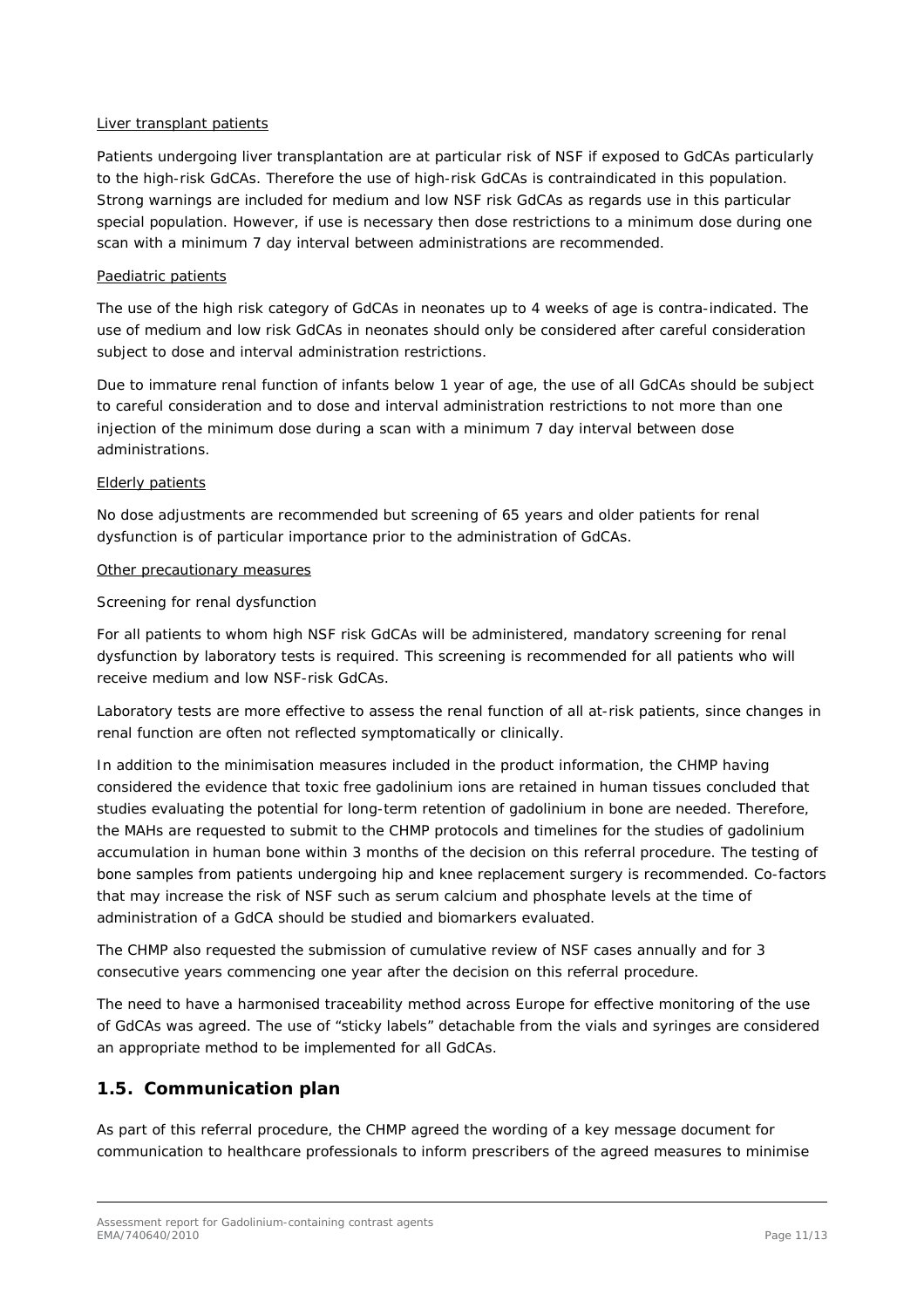Liver transplant patients

Patients undergoing liver transplantation are at particular risk of NSF if exposed to GdCAs particularly to the high-risk GdCAs. Therefore the use of high-risk GdCAs is contraindicated in this population. Strong warnings are included for medium and low NSF risk GdCAs as regards use in this particular special population. However, if use is necessary then dose restrictions to a minimum dose during one scan with a minimum 7 day interval between administrations are recommended.

Paediatric patients

The use of the high risk category of GdCAs in neonates up to 4 weeks of age is contra-indicated. The use of medium and low risk GdCAs in neonates should only be considered after careful consideration subject to dose and interval administration restrictions.

Due to immature renal function of infants below 1 year of age, the use of all GdCAs should be subject to careful consideration and to dose and interval administration restrictions to not more than one injection of the minimum dose during a scan with a minimum 7 day interval between dose administrations.

Elderly patients

No dose adjustments are recommended but screening of 65 years and older patients for renal dysfunction is of particular importance prior to the administration of GdCAs.

Other precautionary measures

*Screening for renal dysfunction*

For all patients to whom high NSF risk GdCAs will be administered, mandatory screening for renal dysfunction by laboratory tests is required. This screening is recommended for all patients who will receive medium and low NSF-risk GdCAs.

Laboratory tests are more effective to assess the renal function of all at-risk patients, since changes in renal function are often not reflected symptomatically or clinically.

In addition to the minimisation measures included in the product information, the CHMP having considered the evidence that toxic free gadolinium ions are retained in human tissues concluded that studies evaluating the potential for long-term retention of gadolinium in bone are needed. Therefore, the MAHs are requested to submit to the CHMP protocols and timelines for the studies of gadolinium accumulation in human bone within 3 months of the decision on this referral procedure. The testing of bone samples from patients undergoing hip and knee replacement surgery is recommended. Co-factors that may increase the risk of NSF such as serum calcium and phosphate levels at the time of administration of a GdCA should be studied and biomarkers evaluated.

The CHMP also requested the submission of cumulative review of NSF cases annually and for 3 consecutive years commencing one year after the decision on this referral procedure.

The need to have a harmonised traceability method across Europe for effective monitoring of the use of GdCAs was agreed. The use of "sticky labels" detachable from the vials and syringes are considered an appropriate method to be implemented for all GdCAs.

## 1.5. Communication plan

As part of this referral procedure, the CHMP agreed the wording of a key message document for communication to healthcare professionals to inform prescribers of the agreed measures to minimise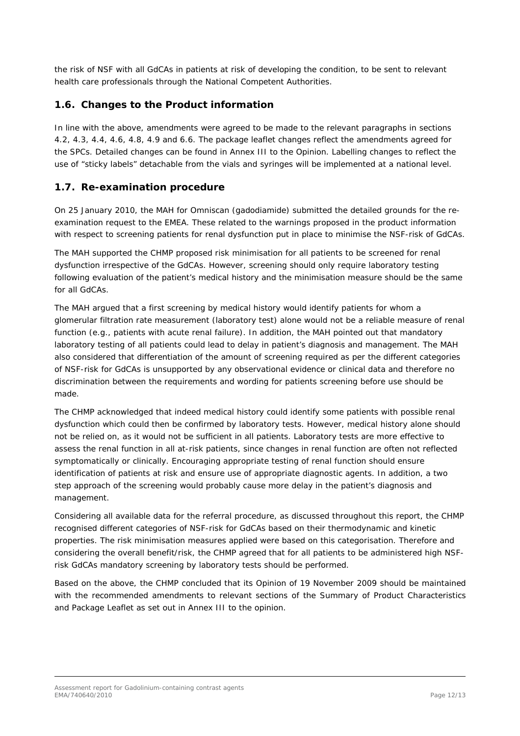the risk of NSF with all GdCAs in patients at risk of developing the condition, to be sent to relevant health care professionals through the National Competent Authorities.

## 1.6. Changes to the Product information

In line with the above, amendments were agreed to be made to the relevant paragraphs in sections 4.2, 4.3, 4.4, 4.6, 4.8, 4.9 and 6.6. The package leaflet changes reflect the amendments agreed for the SPCs. Detailed changes can be found in Annex III to the Opinion. Labelling changes to reflect the use of "sticky labels" detachable from the vials and syringes will be implemented at a national level.

## 1.7. Re-examination procedure

On 25 January 2010, the MAH for Omniscan (gadodiamide) submitted the detailed grounds for the re-examination request to the EMEA. These related to the warnings proposed in the product information with respect to screening patients for renal dysfunction put in place to minimise the NSF-risk of GdCAs.

The MAH supported the CHMP proposed risk minimisation for all patients to be screened for renal dysfunction irrespective of the GdCAs. However, screening should only require laboratory testing following evaluation of the patient's medical history and the minimisation measure should be the same for all GdCAs.

The MAH argued that a first screening by medical history would identify patients for whom a glomerular filtration rate measurement (laboratory test) alone would not be a reliable measure of renal function (e.g., patients with acute renal failure). In addition, the MAH pointed out that mandatory laboratory testing of all patients could lead to delay in patient's diagnosis and management. The MAH also considered that differentiation of the amount of screening required as per the different categories of NSF-risk for GdCAs is unsupported by any observational evidence or clinical data and therefore no discrimination between the requirements and wording for patients screening before use should be made.

The CHMP acknowledged that indeed medical history could identify some patients with possible renal dysfunction which could then be confirmed by laboratory tests. However, medical history alone should not be relied on, as it would not be sufficient in all patients. Laboratory tests are more effective to assess the renal function in all at-risk patients, since changes in renal function are often not reflected symptomatically or clinically. Encouraging appropriate testing of renal function should ensure identification of patients at risk and ensure use of appropriate diagnostic agents. In addition, a two step approach of the screening would probably cause more delay in the patient's diagnosis and management.

Considering all available data for the referral procedure, as discussed throughout this report, the CHMP recognised different categories of NSF-risk for GdCAs based on their thermodynamic and kinetic properties. The risk minimisation measures applied were based on this categorisation. Therefore and considering the overall benefit/risk, the CHMP agreed that for all patients to be administered high NSF-risk GdCAs mandatory screening by laboratory tests should be performed.

Based on the above, the CHMP concluded that its Opinion of 19 November 2009 should be maintained with the recommended amendments to relevant sections of the Summary of Product Characteristics and Package Leaflet as set out in Annex III to the opinion.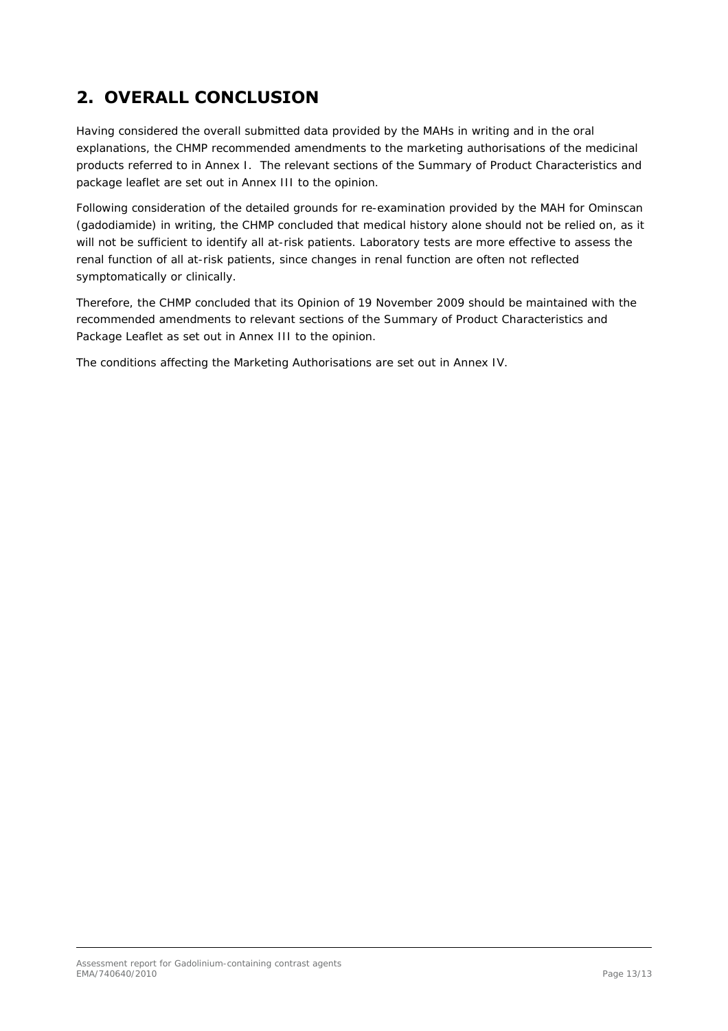## 2. OVERALL CONCLUSION

Having considered the overall submitted data provided by the MAHs in writing and in the oral explanations, the CHMP recommended amendments to the marketing authorisations of the medicinal products referred to in Annex I. The relevant sections of the Summary of Product Characteristics and package leaflet are set out in Annex III to the opinion.

Following consideration of the detailed grounds for re-examination provided by the MAH for Ominscan (gadodiamide) in writing, the CHMP concluded that medical history alone should not be relied on, as it will not be sufficient to identify all at-risk patients. Laboratory tests are more effective to assess the renal function of all at-risk patients, since changes in renal function are often not reflected symptomatically or clinically.

Therefore, the CHMP concluded that its Opinion of 19 November 2009 should be maintained with the recommended amendments to relevant sections of the Summary of Product Characteristics and Package Leaflet as set out in Annex III to the opinion.

The conditions affecting the Marketing Authorisations are set out in Annex IV.